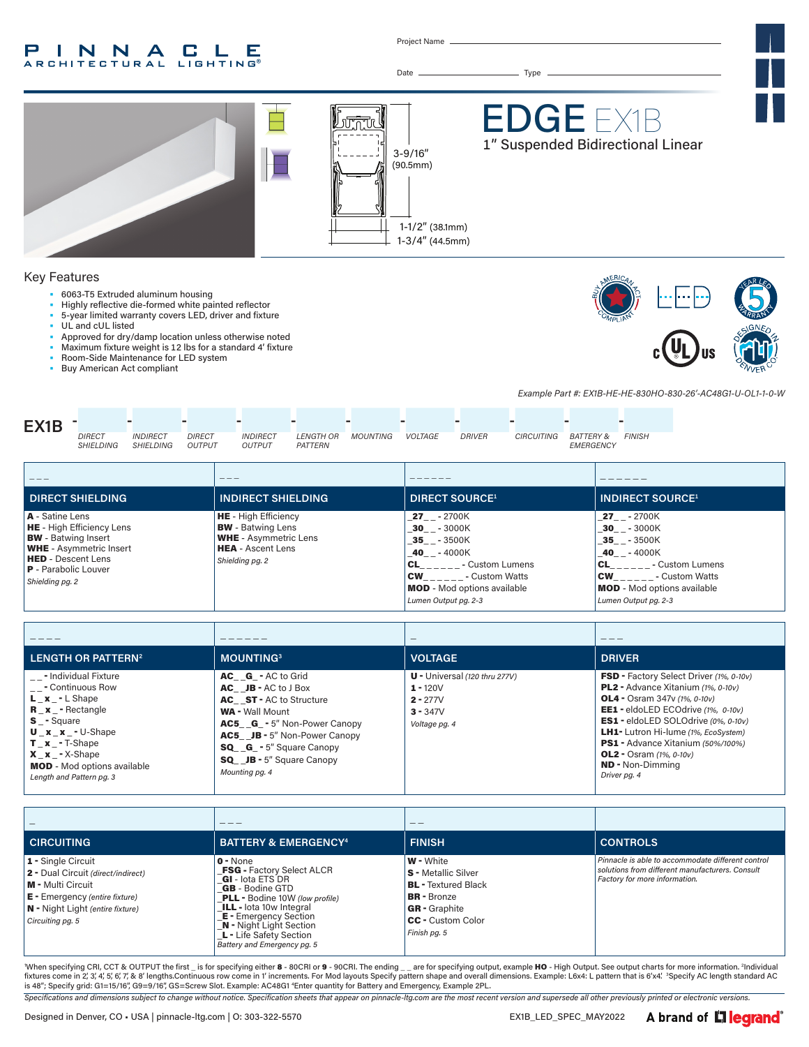# PINNACLE ARCHITECTURAL LIGHTING®

Project Name

Date Type

3-9/16" (90.5mm)

1-1/2" (38.1mm)

1-3/4" (44.5mm)

# EDGE EX1B

## 1" Suspended Bidirectional Linear

## Key Features

- 6063-T5 Extruded aluminum housing
- Highly reflective die-formed white painted reflector
- 5-year limited warranty covers LED, driver and fixture
- UL and cUL listed
- Approved for dry/damp location unless otherwise noted
- Maximum fixture weight is 12 lbs for a standard 4' fixture
- Room-Side Maintenance for LED system
- Buy American Act compliant

*Example Part #: EX1B-HE-HE-830HO-830-26'-AC48G1-U-OL1-1-0-W*

**EX1B** - DIRECT SHIELDING - INDIRECT SHIELDING - DIRECT OUTPUT - INDIRECT OUTPUT - LENGTH OR PATTERN - MOUNTING - VOLTAGE - DRIVER - CIRCUITING - BATTERY & EMERGENCY - FINISH

| \_ \_ \_ | \_ \_ \_ | \_ \_ \_ \_ \_ \_ | \_ \_ \_ \_ \_ \_ |
|---|---|---|---|
| **DIRECT SHIELDING** | **INDIRECT SHIELDING** | **DIRECT SOURCE[1]** | **INDIRECT SOURCE[1]** |
| **A** - Satine Lens<br>**HE** - High Efficiency Lens<br>**BW** - Batwing Insert<br>**WHE** - Asymmetric Insert<br>**HED** - Descent Lens<br>**P** - Parabolic Louver<br>*Shielding pg. 2* | **HE** - High Efficiency<br>**BW** - Batwing Lens<br>**WHE** - Asymmetric Lens<br>**HEA** - Ascent Lens<br>*Shielding pg. 2* | **\_27\_ \_** - 2700K<br>**\_30\_ \_** - 3000K<br>**\_35\_ \_** - 3500K<br>**\_40\_ \_** - 4000K<br>**CL\_ \_ \_ \_ \_ \_** - Custom Lumens<br>**CW\_ \_ \_ \_ \_ \_** - Custom Watts<br>**MOD** - Mod options available<br>*Lumen Output pg. 2-3* | **\_27\_ \_** - 2700K<br>**\_30\_ \_** - 3000K<br>**\_35\_ \_** - 3500K<br>**\_40\_ \_** - 4000K<br>**CL\_ \_ \_ \_ \_ \_** - Custom Lumens<br>**CW\_ \_ \_ \_ \_ \_** - Custom Watts<br>**MOD** - Mod options available<br>*Lumen Output pg. 2-3* |

| \_ \_ \_ \_ | \_ \_ \_ \_ \_ \_ | \_ | \_ \_ \_ |
|---|---|---|---|
| **LENGTH OR PATTERN[2]** | **MOUNTING[3]** | **VOLTAGE** | **DRIVER** |
| **\_ \_** - Individual Fixture<br>**\_ \_** - Continuous Row<br>**L \_ x \_** - L Shape<br>**R \_ x \_** - Rectangle<br>**S \_** - Square<br>**U \_ x \_ x \_** - U-Shape<br>**T \_ x \_** - T-Shape<br>**X \_ x \_** - X-Shape<br>**MOD** - Mod options available<br>*Length and Pattern pg. 3* | **AC\_ \_G\_** - AC to Grid<br>**AC\_ \_JB** - AC to J Box<br>**AC\_ \_ST** - AC to Structure<br>**WA** - Wall Mount<br>**AC5\_ \_G\_** - 5" Non-Power Canopy<br>**AC5\_ \_JB** - 5" Non-Power Canopy<br>**SQ\_ \_G\_** - 5" Square Canopy<br>**SQ\_ \_JB** - 5" Square Canopy<br>*Mounting pg. 4* | **U** - Universal *(120 thru 277V)*<br>**1** - 120V<br>**2** - 277V<br>**3** - 347V<br>*Voltage pg. 4* | **FSD** - Factory Select Driver *(1%, 0-10v)*<br>**PL2** - Advance Xitanium *(1%, 0-10v)*<br>**OL4** - Osram 347v *(1%, 0-10v)*<br>**EE1** - eldoLED ECOdrive *(1%, 0-10v)*<br>**ES1** - eldoLED SOLOdrive *(0%, 0-10v)*<br>**LH1** - Lutron Hi-lume *(1%, EcoSystem)*<br>**PS1** - Advance Xitanium *(50%/100%)*<br>**OL2** - Osram *(1%, 0-10v)*<br>**ND** - Non-Dimming<br>*Driver pg. 4* |

| \_ | \_ \_ \_ | \_ \_ | |
|---|---|---|---|
| **CIRCUITING** | **BATTERY & EMERGENCY[4]** | **FINISH** | **CONTROLS** |
| **1** - Single Circuit<br>**2** - Dual Circuit *(direct/indirect)*<br>**M** - Multi Circuit<br>**E** - Emergency *(entire fixture)*<br>**N** - Night Light *(entire fixture)*<br>*Circuiting pg. 5* | **0** - None<br>**\_FSG** - Factory Select ALCR<br>**\_GI** - Iota ETS DR<br>**\_GB** - Bodine GTD<br>**\_PLL** - Bodine 10W *(low profile)*<br>**\_ILL** - Iota 10w Integral<br>**\_E** - Emergency Section<br>**\_N** - Night Light Section<br>**\_L** - Life Safety Section<br>*Battery and Emergency pg. 5* | **W** - White<br>**S** - Metallic Silver<br>**BL** - Textured Black<br>**BR** - Bronze<br>**GR** - Graphite<br>**CC** - Custom Color<br>*Finish pg. 5* | *Pinnacle is able to accommodate different control solutions from different manufacturers. Consult Factory for more information.* |

[1]When specifying CRI, CCT & OUTPUT the first \_ is for specifying either **8** - 80CRI or **9** - 90CRI. The ending \_ \_ are for specifying output, example **HO** - High Output. See output charts for more information. [2]Individual fixtures come in 2', 3', 4', 5', 6', 7', & 8' lengths.Continuous row come in 1' increments. For Mod layouts Specify pattern shape and overall dimensions. Example: L6x4: L pattern that is 6'x4'. [3]Specify AC length standard AC is 48"; Specify grid: G1=15/16", G9=9/16", GS=Screw Slot. Example: AC48G1 [4]Enter quantity for Battery and Emergency, Example 2PL.

*Specifications and dimensions subject to change without notice. Specification sheets that appear on pinnacle-ltg.com are the most recent version and supersede all other previously printed or electronic versions.*

Designed in Denver, CO • USA | pinnacle-ltg.com | O: 303-322-5570

EX1B_LED_SPEC_MAY2022

A brand of legrand®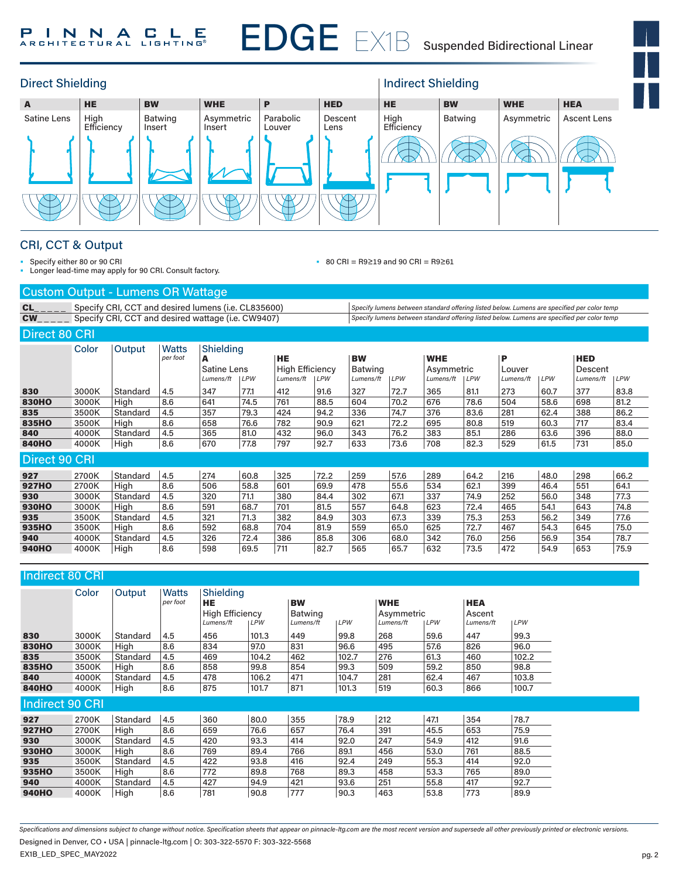# EDGE EX1B Suspended Bidirectional Linear

## Direct Shielding

| A | HE | BW | WHE | P | HED |
|---|---|---|---|---|---|
| Satine Lens | High Efficiency | Batwing Insert | Asymmetric Insert | Parabolic Louver | Descent Lens |

## Indirect Shielding

| HE | BW | WHE | HEA |
|---|---|---|---|
| High Efficiency | Batwing | Asymmetric | Ascent Lens |

## CRI, CCT & Output

- Specify either 80 or 90 CRI
- Longer lead-time may apply for 90 CRI. Consult factory.
- 80 CRI = R9≥19 and 90 CRI = R9≥61

### Custom Output - Lumens OR Wattage

| | | |
|---|---|---|
| **CL_____** | Specify CRI, CCT and desired lumens (i.e. CL835600) | *Specify lumens between standard offering listed below. Lumens are specified per color temp* |
| **CW_____** | Specify CRI, CCT and desired wattage (i.e. CW9407) | *Specify lumens between standard offering listed below. Lumens are specified per color temp* |

### Direct 80 CRI / Direct 90 CRI

| | Color | Output | Watts *per foot* | **A** Satine Lens *Lumens/ft* | *LPW* | **HE** High Efficiency *Lumens/ft* | *LPW* | **BW** Batwing *Lumens/ft* | *LPW* | **WHE** Asymmetric *Lumens/ft* | *LPW* | **P** Louver *Lumens/ft* | *LPW* | **HED** Descent *Lumens/ft* | *LPW* |
|---|---|---|---|---|---|---|---|---|---|---|---|---|---|---|---|
| **Direct 80 CRI** | | | | | | | | | | | | | | | |
| **830** | 3000K | Standard | 4.5 | 347 | 77.1 | 412 | 91.6 | 327 | 72.7 | 365 | 81.1 | 273 | 60.7 | 377 | 83.8 |
| **830HO** | 3000K | High | 8.6 | 641 | 74.5 | 761 | 88.5 | 604 | 70.2 | 676 | 78.6 | 504 | 58.6 | 698 | 81.2 |
| **835** | 3500K | Standard | 4.5 | 357 | 79.3 | 424 | 94.2 | 336 | 74.7 | 376 | 83.6 | 281 | 62.4 | 388 | 86.2 |
| **835HO** | 3500K | High | 8.6 | 658 | 76.6 | 782 | 90.9 | 621 | 72.2 | 695 | 80.8 | 519 | 60.3 | 717 | 83.4 |
| **840** | 4000K | Standard | 4.5 | 365 | 81.0 | 432 | 96.0 | 343 | 76.2 | 383 | 85.1 | 286 | 63.6 | 396 | 88.0 |
| **840HO** | 4000K | High | 8.6 | 670 | 77.8 | 797 | 92.7 | 633 | 73.6 | 708 | 82.3 | 529 | 61.5 | 731 | 85.0 |
| **Direct 90 CRI** | | | | | | | | | | | | | | | |
| **927** | 2700K | Standard | 4.5 | 274 | 60.8 | 325 | 72.2 | 259 | 57.6 | 289 | 64.2 | 216 | 48.0 | 298 | 66.2 |
| **927HO** | 2700K | High | 8.6 | 506 | 58.8 | 601 | 69.9 | 478 | 55.6 | 534 | 62.1 | 399 | 46.4 | 551 | 64.1 |
| **930** | 3000K | Standard | 4.5 | 320 | 71.1 | 380 | 84.4 | 302 | 67.1 | 337 | 74.9 | 252 | 56.0 | 348 | 77.3 |
| **930HO** | 3000K | High | 8.6 | 591 | 68.7 | 701 | 81.5 | 557 | 64.8 | 623 | 72.4 | 465 | 54.1 | 643 | 74.8 |
| **935** | 3500K | Standard | 4.5 | 321 | 71.3 | 382 | 84.9 | 303 | 67.3 | 339 | 75.3 | 253 | 56.2 | 349 | 77.6 |
| **935HO** | 3500K | High | 8.6 | 592 | 68.8 | 704 | 81.9 | 559 | 65.0 | 625 | 72.7 | 467 | 54.3 | 645 | 75.0 |
| **940** | 4000K | Standard | 4.5 | 326 | 72.4 | 386 | 85.8 | 306 | 68.0 | 342 | 76.0 | 256 | 56.9 | 354 | 78.7 |
| **940HO** | 4000K | High | 8.6 | 598 | 69.5 | 711 | 82.7 | 565 | 65.7 | 632 | 73.5 | 472 | 54.9 | 653 | 75.9 |

### Indirect 80 CRI / Indirect 90 CRI

| | Color | Output | Watts *per foot* | **HE** High Efficiency *Lumens/ft* | *LPW* | **BW** Batwing *Lumens/ft* | *LPW* | **WHE** Asymmetric *Lumens/ft* | *LPW* | **HEA** Ascent *Lumens/ft* | *LPW* |
|---|---|---|---|---|---|---|---|---|---|---|---|
| **Indirect 80 CRI** | | | | | | | | | | | |
| **830** | 3000K | Standard | 4.5 | 456 | 101.3 | 449 | 99.8 | 268 | 59.6 | 447 | 99.3 |
| **830HO** | 3000K | High | 8.6 | 834 | 97.0 | 831 | 96.6 | 495 | 57.6 | 826 | 96.0 |
| **835** | 3500K | Standard | 4.5 | 469 | 104.2 | 462 | 102.7 | 276 | 61.3 | 460 | 102.2 |
| **835HO** | 3500K | High | 8.6 | 858 | 99.8 | 854 | 99.3 | 509 | 59.2 | 850 | 98.8 |
| **840** | 4000K | Standard | 4.5 | 478 | 106.2 | 471 | 104.7 | 281 | 62.4 | 467 | 103.8 |
| **840HO** | 4000K | High | 8.6 | 875 | 101.7 | 871 | 101.3 | 519 | 60.3 | 866 | 100.7 |
| **Indirect 90 CRI** | | | | | | | | | | | |
| **927** | 2700K | Standard | 4.5 | 360 | 80.0 | 355 | 78.9 | 212 | 47.1 | 354 | 78.7 |
| **927HO** | 2700K | High | 8.6 | 659 | 76.6 | 657 | 76.4 | 391 | 45.5 | 653 | 75.9 |
| **930** | 3000K | Standard | 4.5 | 420 | 93.3 | 414 | 92.0 | 247 | 54.9 | 412 | 91.6 |
| **930HO** | 3000K | High | 8.6 | 769 | 89.4 | 766 | 89.1 | 456 | 53.0 | 761 | 88.5 |
| **935** | 3500K | Standard | 4.5 | 422 | 93.8 | 416 | 92.4 | 249 | 55.3 | 414 | 92.0 |
| **935HO** | 3500K | High | 8.6 | 772 | 89.8 | 768 | 89.3 | 458 | 53.3 | 765 | 89.0 |
| **940** | 4000K | Standard | 4.5 | 427 | 94.9 | 421 | 93.6 | 251 | 55.8 | 417 | 92.7 |
| **940HO** | 4000K | High | 8.6 | 781 | 90.8 | 777 | 90.3 | 463 | 53.8 | 773 | 89.9 |

*Specifications and dimensions subject to change without notice. Specification sheets that appear on pinnacle-ltg.com are the most recent version and supersede all other previously printed or electronic versions.*

Designed in Denver, CO • USA | pinnacle-ltg.com | O: 303-322-5570 F: 303-322-5568

EX1B_LED_SPEC_MAY2022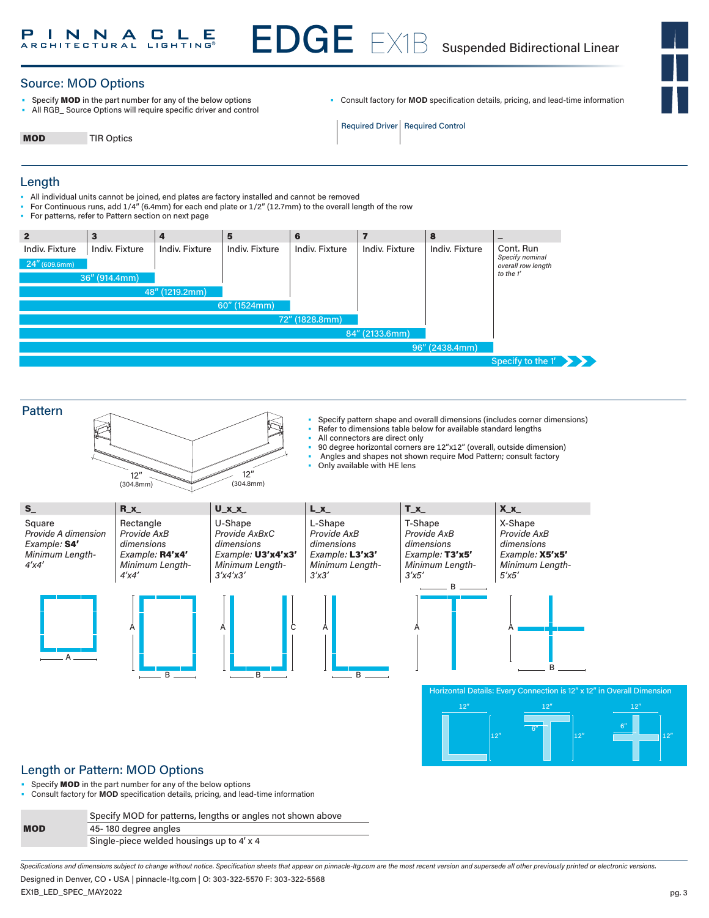# EDGE EX1B Suspended Bidirectional Linear

## Source: MOD Options

- Specify **MOD** in the part number for any of the below options
- All RGB_ Source Options will require specific driver and control
- Consult factory for **MOD** specification details, pricing, and lead-time information

| | | Required Driver | Required Control |
|---|---|---|---|
| **MOD** | TIR Optics | | |

## Length

- All individual units cannot be joined, end plates are factory installed and cannot be removed
- For Continuous runs, add 1/4" (6.4mm) for each end plate or 1/2" (12.7mm) to the overall length of the row
- For patterns, refer to Pattern section on next page

| 2 | 3 | 4 | 5 | 6 | 7 | 8 | _ |
|---|---|---|---|---|---|---|---|
| Indiv. Fixture | Indiv. Fixture | Indiv. Fixture | Indiv. Fixture | Indiv. Fixture | Indiv. Fixture | Indiv. Fixture | Cont. Run *Specify nominal overall row length to the 1'* |
| 24" (609.6mm) | 36" (914.4mm) | 48" (1219.2mm) | 60" (1524mm) | 72" (1828.8mm) | 84" (2133.6mm) | 96" (2438.4mm) | Specify to the 1' |

## Pattern

12" (304.8mm)
12" (304.8mm)

- Specify pattern shape and overall dimensions (includes corner dimensions)
- Refer to dimensions table below for available standard lengths
- All connectors are direct only
- 90 degree horizontal corners are 12"x12" (overall, outside dimension)
- Angles and shapes not shown require Mod Pattern; consult factory
- Only available with HE lens

| S_ | R_x_ | U_x_x_ | L_x_ | T_x_ | X_x_ |
|---|---|---|---|---|---|
| Square *Provide A dimension* *Example:* **S4'** *Minimum Length- 4'x4'* | Rectangle *Provide AxB dimensions* *Example:* **R4'x4'** *Minimum Length- 4'x4'* | U-Shape *Provide AxBxC dimensions* *Example:* **U3'x4'x3'** *Minimum Length- 3'x4'x3'* | L-Shape *Provide AxB dimensions* *Example:* **L3'x3'** *Minimum Length- 3'x3'* | T-Shape *Provide AxB dimensions* *Example:* **T3'x5'** *Minimum Length- 3'x5'* | X-Shape *Provide AxB dimensions* *Example:* **X5'x5'** *Minimum Length- 5'x5'* |

Horizontal Details: Every Connection is 12" x 12" in Overall Dimension

12" 12" 12" 6" 12" 6" 12" 12"

## Length or Pattern: MOD Options

- Specify **MOD** in the part number for any of the below options
- Consult factory for **MOD** specification details, pricing, and lead-time information

| | |
|---|---|
| **MOD** | Specify MOD for patterns, lengths or angles not shown above |
| | 45- 180 degree angles |
| | Single-piece welded housings up to 4' x 4 |

*Specifications and dimensions subject to change without notice. Specification sheets that appear on pinnacle-ltg.com are the most recent version and supersede all other previously printed or electronic versions.*

Designed in Denver, CO • USA | pinnacle-ltg.com | O: 303-322-5570 F: 303-322-5568

EX1B_LED_SPEC_MAY2022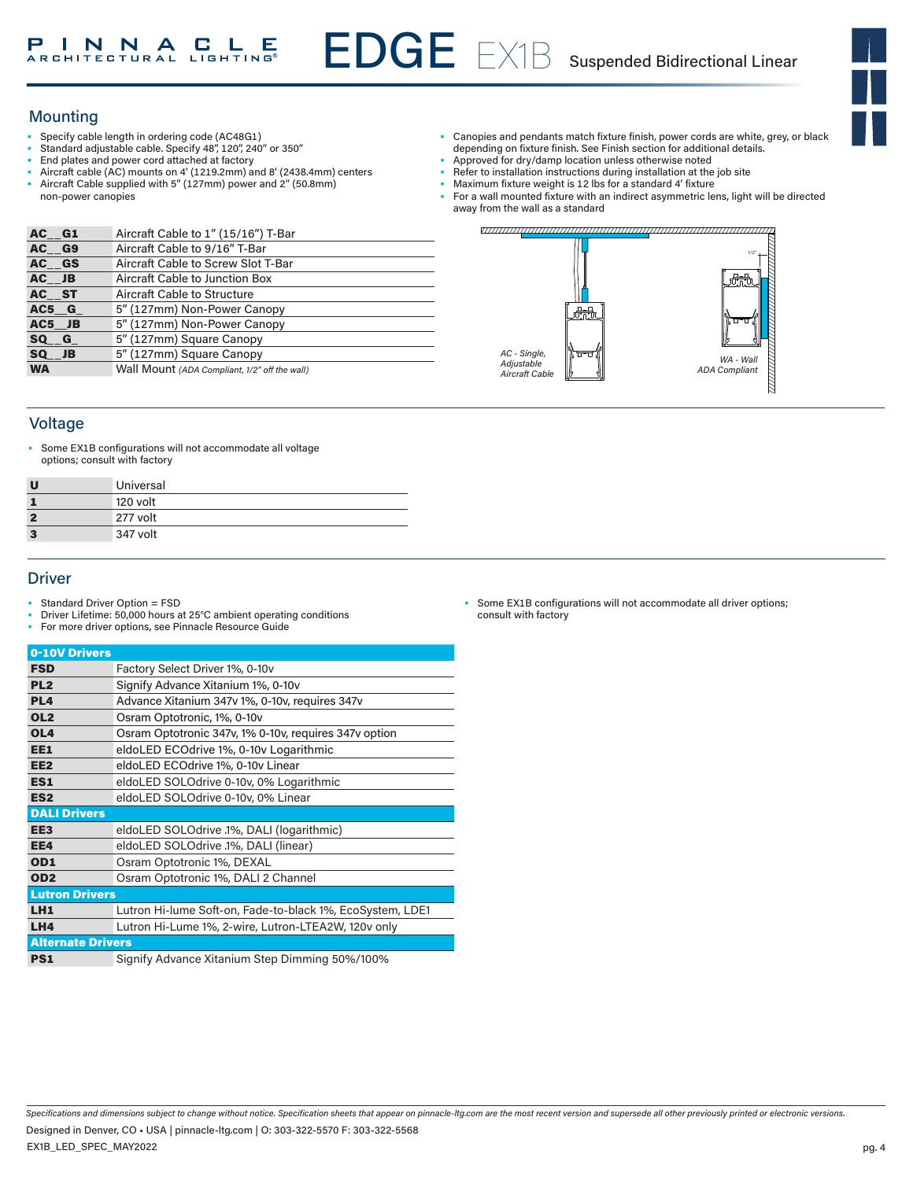## Mounting

- Specify cable length in ordering code (AC48G1)
- Standard adjustable cable. Specify 48", 120", 240" or 350"
- End plates and power cord attached at factory
- Aircraft cable (AC) mounts on 4' (1219.2mm) and 8' (2438.4mm) centers
- Aircraft Cable supplied with 5" (127mm) power and 2" (50.8mm) non-power canopies
- Canopies and pendants match fixture finish, power cords are white, grey, or black depending on fixture finish. See Finish section for additional details.
- Approved for dry/damp location unless otherwise noted
- Maximum fixture weight is 12 lbs for a standard 4' fixture
- Refer to installation instructions during installation at the job site
- For a wall mounted fixture with an indirect asymmetric lens, light will be directed away from the wall as a standard

| | |
|---|---|
| **AC__G1** | Aircraft Cable to 1" (15/16") T-Bar |
| **AC__G9** | Aircraft Cable to 9/16" T-Bar |
| **AC__GS** | Aircraft Cable to Screw Slot T-Bar |
| **AC__JB** | Aircraft Cable to Junction Box |
| **AC__ST** | Aircraft Cable to Structure |
| **AC5__G_** | 5" (127mm) Non-Power Canopy |
| **AC5__JB** | 5" (127mm) Non-Power Canopy |
| **SQ__G_** | 5" (127mm) Square Canopy |
| **SQ__JB** | 5" (127mm) Square Canopy |
| **WA** | Wall Mount *(ADA Compliant, 1/2" off the wall)* |

AC - Single, Adjustable Aircraft Cable

1/2"

WA - Wall ADA Compliant

## Voltage

- Some EX1B configurations will not accommodate all voltage options; consult with factory

| | |
|---|---|
| **U** | Universal |
| **1** | 120 volt |
| **2** | 277 volt |
| **3** | 347 volt |

## Driver

- Standard Driver Option = FSD
- Driver Lifetime: 50,000 hours at 25°C ambient operating conditions
- For more driver options, see Pinnacle Resource Guide
- Some EX1B configurations will not accommodate all driver options; consult with factory

| **0-10V Drivers** | |
|---|---|
| **FSD** | Factory Select Driver 1%, 0-10v |
| **PL2** | Signify Advance Xitanium 1%, 0-10v |
| **PL4** | Advance Xitanium 347v 1%, 0-10v, requires 347v |
| **OL2** | Osram Optotronic, 1%, 0-10v |
| **OL4** | Osram Optotronic 347v, 1% 0-10v, requires 347v option |
| **EE1** | eldoLED ECOdrive 1%, 0-10v Logarithmic |
| **EE2** | eldoLED ECOdrive 1%, 0-10v Linear |
| **ES1** | eldoLED SOLOdrive 0-10v, 0% Logarithmic |
| **ES2** | eldoLED SOLOdrive 0-10v, 0% Linear |
| **DALI Drivers** | |
| **EE3** | eldoLED SOLOdrive .1%, DALI (logarithmic) |
| **EE4** | eldoLED SOLOdrive .1%, DALI (linear) |
| **OD1** | Osram Optotronic 1%, DEXAL |
| **OD2** | Osram Optotronic 1%, DALI 2 Channel |
| **Lutron Drivers** | |
| **LH1** | Lutron Hi-lume Soft-on, Fade-to-black 1%, EcoSystem, LDE1 |
| **LH4** | Lutron Hi-Lume 1%, 2-wire, Lutron-LTEA2W, 120v only |
| **Alternate Drivers** | |
| **PS1** | Signify Advance Xitanium Step Dimming 50%/100% |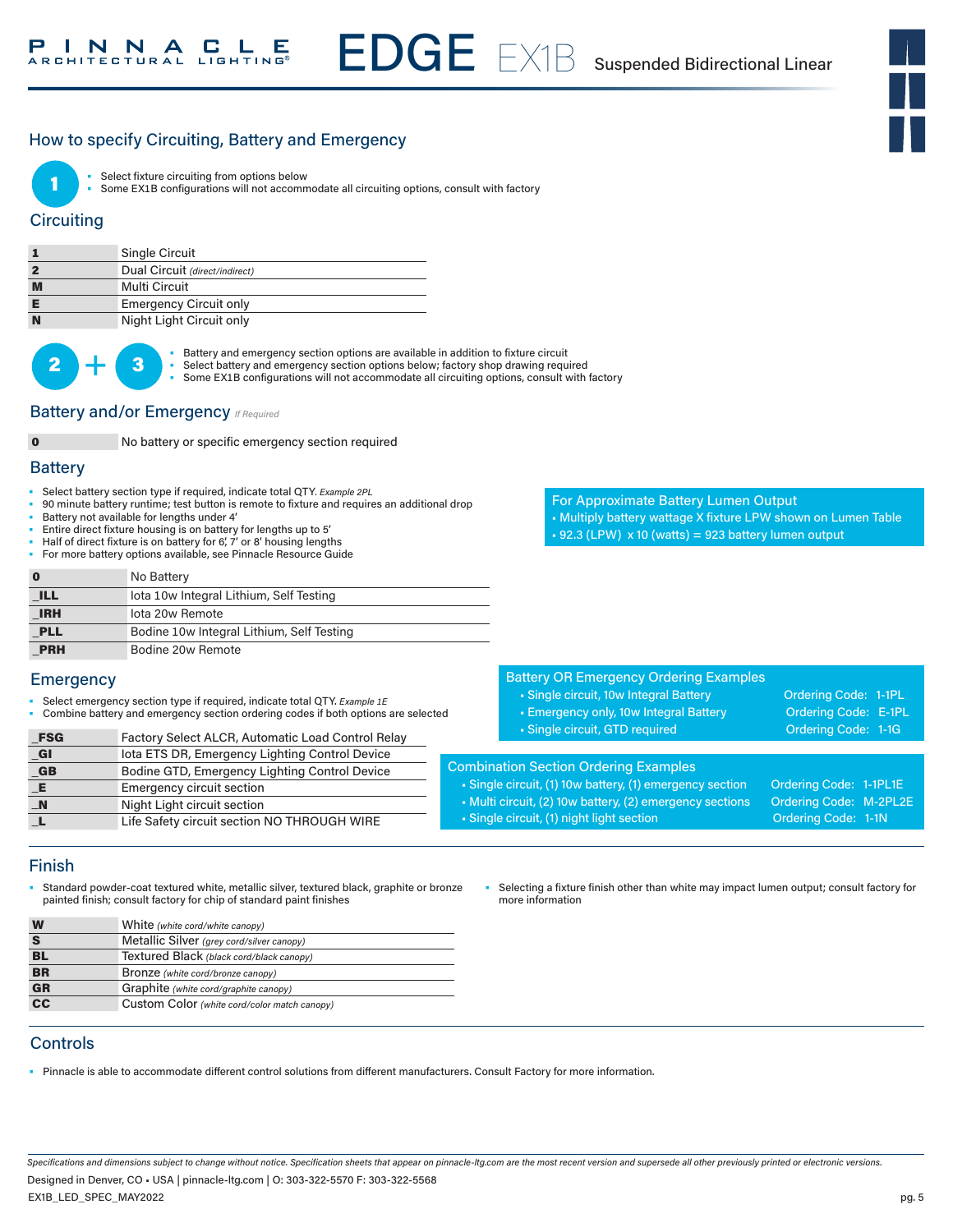# How to specify Circuiting, Battery and Emergency

**1**

- Select fixture circuiting from options below
- Some EX1B configurations will not accommodate all circuiting options, consult with factory

## Circuiting

| | |
|---|---|
| **1** | Single Circuit |
| **2** | Dual Circuit *(direct/indirect)* |
| **M** | Multi Circuit |
| **E** | Emergency Circuit only |
| **N** | Night Light Circuit only |

**2 + 3**

- Battery and emergency section options are available in addition to fixture circuit
- Select battery and emergency section options below; factory shop drawing required
- Some EX1B configurations will not accommodate all circuiting options, consult with factory

## Battery and/or Emergency *If Required*

| | |
|---|---|
| **0** | No battery or specific emergency section required |

## Battery

- Select battery section type if required, indicate total QTY. *Example 2PL*
- 90 minute battery runtime; test button is remote to fixture and requires an additional drop
- Battery not available for lengths under 4'
- Entire direct fixture housing is on battery for lengths up to 5'
- Half of direct fixture is on battery for 6', 7' or 8' housing lengths
- For more battery options available, see Pinnacle Resource Guide

| | |
|---|---|
| **0** | No Battery |
| **_ILL** | Iota 10w Integral Lithium, Self Testing |
| **_IRH** | Iota 20w Remote |
| **_PLL** | Bodine 10w Integral Lithium, Self Testing |
| **_PRH** | Bodine 20w Remote |

**For Approximate Battery Lumen Output**

- Multiply battery wattage X fixture LPW shown on Lumen Table
- 92.3 (LPW) x 10 (watts) = 923 battery lumen output

## Emergency

- Select emergency section type if required, indicate total QTY. *Example 1E*
- Combine battery and emergency section ordering codes if both options are selected

| | |
|---|---|
| **_FSG** | Factory Select ALCR, Automatic Load Control Relay |
| **_GI** | Iota ETS DR, Emergency Lighting Control Device |
| **_GB** | Bodine GTD, Emergency Lighting Control Device |
| **_E** | Emergency circuit section |
| **_N** | Night Light circuit section |
| **_L** | Life Safety circuit section NO THROUGH WIRE |

**Battery OR Emergency Ordering Examples**

- Single circuit, 10w Integral Battery — Ordering Code: 1-1PL
- Emergency only, 10w Integral Battery — Ordering Code: E-1PL
- Single circuit, GTD required — Ordering Code: 1-1G

**Combination Section Ordering Examples**

- Single circuit, (1) 10w battery, (1) emergency section — Ordering Code: 1-1PL1E
- Multi circuit, (2) 10w battery, (2) emergency sections — Ordering Code: M-2PL2E
- Single circuit, (1) night light section — Ordering Code: 1-1N

## Finish

- Standard powder-coat textured white, metallic silver, textured black, graphite or bronze painted finish; consult factory for chip of standard paint finishes
- Selecting a fixture finish other than white may impact lumen output; consult factory for more information

| | |
|---|---|
| **W** | White *(white cord/white canopy)* |
| **S** | Metallic Silver *(grey cord/silver canopy)* |
| **BL** | Textured Black *(black cord/black canopy)* |
| **BR** | Bronze *(white cord/bronze canopy)* |
| **GR** | Graphite *(white cord/graphite canopy)* |
| **CC** | Custom Color *(white cord/color match canopy)* |

## Controls

- Pinnacle is able to accommodate different control solutions from different manufacturers. Consult Factory for more information.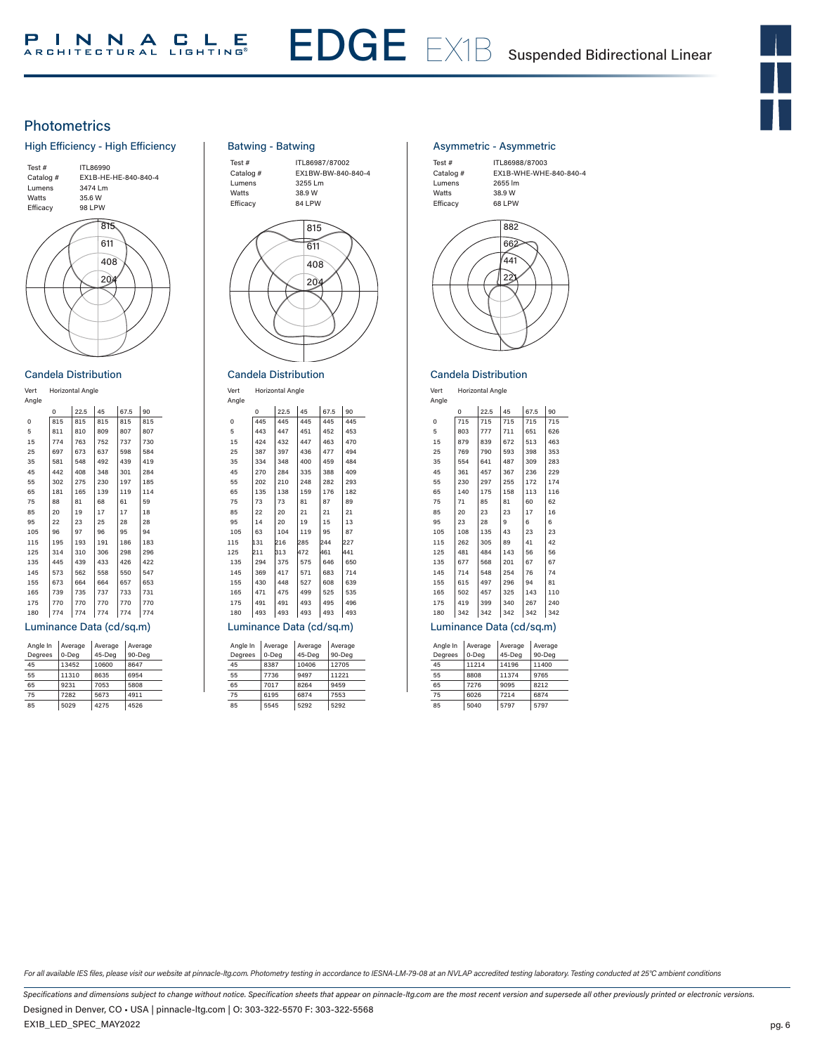# Photometrics

## High Efficiency - High Efficiency

| | |
|---|---|
| Test # | ITL86990 |
| Catalog # | EX1B-HE-HE-840-840-4 |
| Lumens | 3474 Lm |
| Watts | 35.6 W |
| Efficacy | 98 LPW |

815
611
408
204

### Candela Distribution

| Vert Angle | Horizontal Angle 0 | 22.5 | 45 | 67.5 | 90 |
|---|---|---|---|---|---|
| 0 | 815 | 815 | 815 | 815 | 815 |
| 5 | 811 | 810 | 809 | 807 | 807 |
| 15 | 774 | 763 | 752 | 737 | 730 |
| 25 | 697 | 673 | 637 | 598 | 584 |
| 35 | 581 | 548 | 492 | 439 | 419 |
| 45 | 442 | 408 | 348 | 301 | 284 |
| 55 | 302 | 275 | 230 | 197 | 185 |
| 65 | 181 | 165 | 139 | 119 | 114 |
| 75 | 88 | 81 | 68 | 61 | 59 |
| 85 | 20 | 19 | 17 | 17 | 18 |
| 95 | 22 | 23 | 25 | 28 | 28 |
| 105 | 96 | 97 | 96 | 95 | 94 |
| 115 | 195 | 193 | 191 | 186 | 183 |
| 125 | 314 | 310 | 306 | 298 | 296 |
| 135 | 445 | 439 | 433 | 426 | 422 |
| 145 | 573 | 562 | 558 | 550 | 547 |
| 155 | 673 | 664 | 664 | 657 | 653 |
| 165 | 739 | 735 | 737 | 733 | 731 |
| 175 | 770 | 770 | 770 | 770 | 770 |
| 180 | 774 | 774 | 774 | 774 | 774 |

### Luminance Data (cd/sq.m)

| Angle In Degrees | Average 0-Deg | Average 45-Deg | Average 90-Deg |
|---|---|---|---|
| 45 | 13452 | 10600 | 8647 |
| 55 | 11310 | 8635 | 6954 |
| 65 | 9231 | 7053 | 5808 |
| 75 | 7282 | 5673 | 4911 |
| 85 | 5029 | 4275 | 4526 |

## Batwing - Batwing

| | |
|---|---|
| Test # | ITL86987/87002 |
| Catalog # | EX1BW-BW-840-840-4 |
| Lumens | 3255 Lm |
| Watts | 38.9 W |
| Efficacy | 84 LPW |

815
611
408
204

### Candela Distribution

| Vert Angle | Horizontal Angle 0 | 22.5 | 45 | 67.5 | 90 |
|---|---|---|---|---|---|
| 0 | 445 | 445 | 445 | 445 | 445 |
| 5 | 443 | 447 | 451 | 452 | 453 |
| 15 | 424 | 432 | 447 | 463 | 470 |
| 25 | 387 | 397 | 436 | 477 | 494 |
| 35 | 334 | 348 | 400 | 459 | 484 |
| 45 | 270 | 284 | 335 | 388 | 409 |
| 55 | 202 | 210 | 248 | 282 | 293 |
| 65 | 135 | 138 | 159 | 176 | 182 |
| 75 | 73 | 73 | 81 | 87 | 89 |
| 85 | 22 | 20 | 21 | 21 | 21 |
| 95 | 14 | 20 | 19 | 15 | 13 |
| 105 | 63 | 104 | 119 | 95 | 87 |
| 115 | 131 | 216 | 285 | 244 | 227 |
| 125 | 211 | 313 | 472 | 461 | 441 |
| 135 | 294 | 375 | 575 | 646 | 650 |
| 145 | 369 | 417 | 571 | 683 | 714 |
| 155 | 430 | 448 | 527 | 608 | 639 |
| 165 | 471 | 475 | 499 | 525 | 535 |
| 175 | 491 | 491 | 493 | 495 | 496 |
| 180 | 493 | 493 | 493 | 493 | 493 |

### Luminance Data (cd/sq.m)

| Angle In Degrees | Average 0-Deg | Average 45-Deg | Average 90-Deg |
|---|---|---|---|
| 45 | 8387 | 10406 | 12705 |
| 55 | 7736 | 9497 | 11221 |
| 65 | 7017 | 8264 | 9459 |
| 75 | 6195 | 6874 | 7553 |
| 85 | 5545 | 5292 | 5292 |

## Asymmetric - Asymmetric

| | |
|---|---|
| Test # | ITL86988/87003 |
| Catalog # | EX1B-WHE-WHE-840-840-4 |
| Lumens | 2655 lm |
| Watts | 38.9 W |
| Efficacy | 68 LPW |

882
662
441
221

### Candela Distribution

| Vert Angle | Horizontal Angle 0 | 22.5 | 45 | 67.5 | 90 |
|---|---|---|---|---|---|
| 0 | 715 | 715 | 715 | 715 | 715 |
| 5 | 803 | 777 | 711 | 651 | 626 |
| 15 | 879 | 839 | 672 | 513 | 463 |
| 25 | 769 | 790 | 593 | 398 | 353 |
| 35 | 554 | 641 | 487 | 309 | 283 |
| 45 | 361 | 457 | 367 | 236 | 229 |
| 55 | 230 | 297 | 255 | 172 | 174 |
| 65 | 140 | 175 | 158 | 113 | 116 |
| 75 | 71 | 85 | 81 | 60 | 62 |
| 85 | 20 | 23 | 23 | 17 | 16 |
| 95 | 23 | 28 | 9 | 6 | 6 |
| 105 | 108 | 135 | 43 | 23 | 23 |
| 115 | 262 | 305 | 89 | 41 | 42 |
| 125 | 481 | 484 | 143 | 56 | 56 |
| 135 | 677 | 568 | 201 | 67 | 67 |
| 145 | 714 | 548 | 254 | 76 | 74 |
| 155 | 615 | 497 | 296 | 94 | 81 |
| 165 | 502 | 457 | 325 | 143 | 110 |
| 175 | 419 | 399 | 340 | 267 | 240 |
| 180 | 342 | 342 | 342 | 342 | 342 |

### Luminance Data (cd/sq.m)

| Angle In Degrees | Average 0-Deg | Average 45-Deg | Average 90-Deg |
|---|---|---|---|
| 45 | 11214 | 14196 | 11400 |
| 55 | 8808 | 11374 | 9765 |
| 65 | 7276 | 9095 | 8212 |
| 75 | 6026 | 7214 | 6874 |
| 85 | 5040 | 5797 | 5797 |

*For all available IES files, please visit our website at pinnacle-ltg.com. Photometry testing in accordance to IESNA-LM-79-08 at an NVLAP accredited testing laboratory. Testing conducted at 25°C ambient conditions*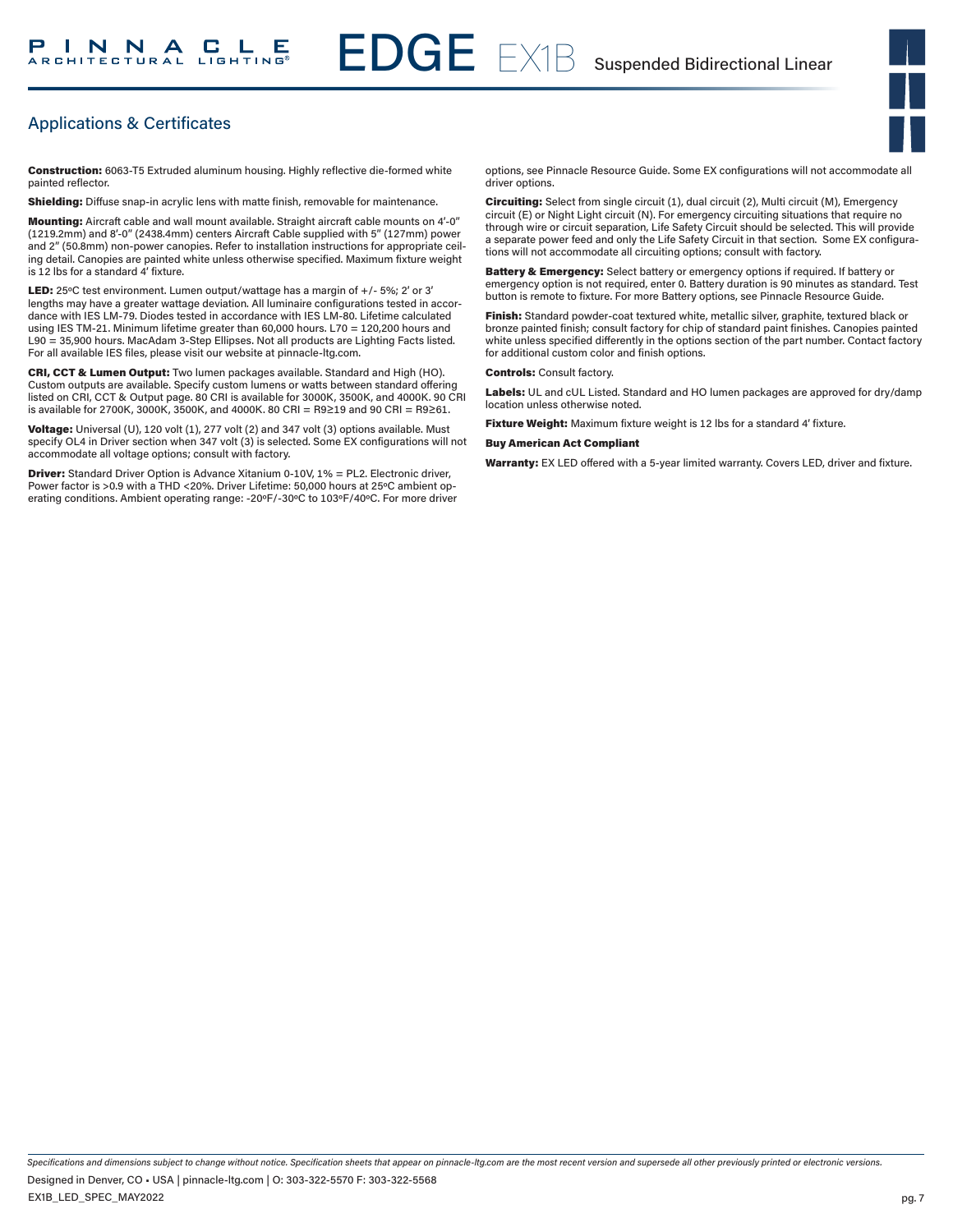# Applications & Certificates

**Construction:** 6063-T5 Extruded aluminum housing. Highly reflective die-formed white painted reflector.

**Shielding:** Diffuse snap-in acrylic lens with matte finish, removable for maintenance.

**Mounting:** Aircraft cable and wall mount available. Straight aircraft cable mounts on 4'-0" (1219.2mm) and 8'-0" (2438.4mm) centers Aircraft Cable supplied with 5" (127mm) power and 2" (50.8mm) non-power canopies. Refer to installation instructions for appropriate ceiling detail. Canopies are painted white unless otherwise specified. Maximum fixture weight is 12 lbs for a standard 4' fixture.

**LED:** 25ºC test environment. Lumen output/wattage has a margin of +/- 5%; 2' or 3' lengths may have a greater wattage deviation. All luminaire configurations tested in accordance with IES LM-79. Diodes tested in accordance with IES LM-80. Lifetime calculated using IES TM-21. Minimum lifetime greater than 60,000 hours. L70 = 120,200 hours and L90 = 35,900 hours. MacAdam 3-Step Ellipses. Not all products are Lighting Facts listed. For all available IES files, please visit our website at pinnacle-ltg.com.

**CRI, CCT & Lumen Output:** Two lumen packages available. Standard and High (HO). Custom outputs are available. Specify custom lumens or watts between standard offering listed on CRI, CCT & Output page. 80 CRI is available for 3000K, 3500K, and 4000K. 90 CRI is available for 2700K, 3000K, 3500K, and 4000K. 80 CRI = R9≥19 and 90 CRI = R9≥61.

**Voltage:** Universal (U), 120 volt (1), 277 volt (2) and 347 volt (3) options available. Must specify OL4 in Driver section when 347 volt (3) is selected. Some EX configurations will not accommodate all voltage options; consult with factory.

**Driver:** Standard Driver Option is Advance Xitanium 0-10V, 1% = PL2. Electronic driver, Power factor is >0.9 with a THD <20%. Driver Lifetime: 50,000 hours at 25ºC ambient operating conditions. Ambient operating range: -20ºF/-30ºC to 103ºF/40ºC. For more driver options, see Pinnacle Resource Guide. Some EX configurations will not accommodate all driver options.

**Circuiting:** Select from single circuit (1), dual circuit (2), Multi circuit (M), Emergency circuit (E) or Night Light circuit (N). For emergency circuiting situations that require no through wire or circuit separation, Life Safety Circuit should be selected. This will provide a separate power feed and only the Life Safety Circuit in that section. Some EX configurations will not accommodate all circuiting options; consult with factory.

**Battery & Emergency:** Select battery or emergency options if required. If battery or emergency option is not required, enter 0. Battery duration is 90 minutes as standard. Test button is remote to fixture. For more Battery options, see Pinnacle Resource Guide.

**Finish:** Standard powder-coat textured white, metallic silver, graphite, textured black or bronze painted finish; consult factory for chip of standard paint finishes. Canopies painted white unless specified differently in the options section of the part number. Contact factory for additional custom color and finish options.

**Controls:** Consult factory.

**Labels:** UL and cUL Listed. Standard and HO lumen packages are approved for dry/damp location unless otherwise noted.

**Fixture Weight:** Maximum fixture weight is 12 lbs for a standard 4' fixture.

**Buy American Act Compliant**

**Warranty:** EX LED offered with a 5-year limited warranty. Covers LED, driver and fixture.

*Specifications and dimensions subject to change without notice. Specification sheets that appear on pinnacle-ltg.com are the most recent version and supersede all other previously printed or electronic versions.*

Designed in Denver, CO • USA | pinnacle-ltg.com | O: 303-322-5570 F: 303-322-5568

EX1B_LED_SPEC_MAY2022